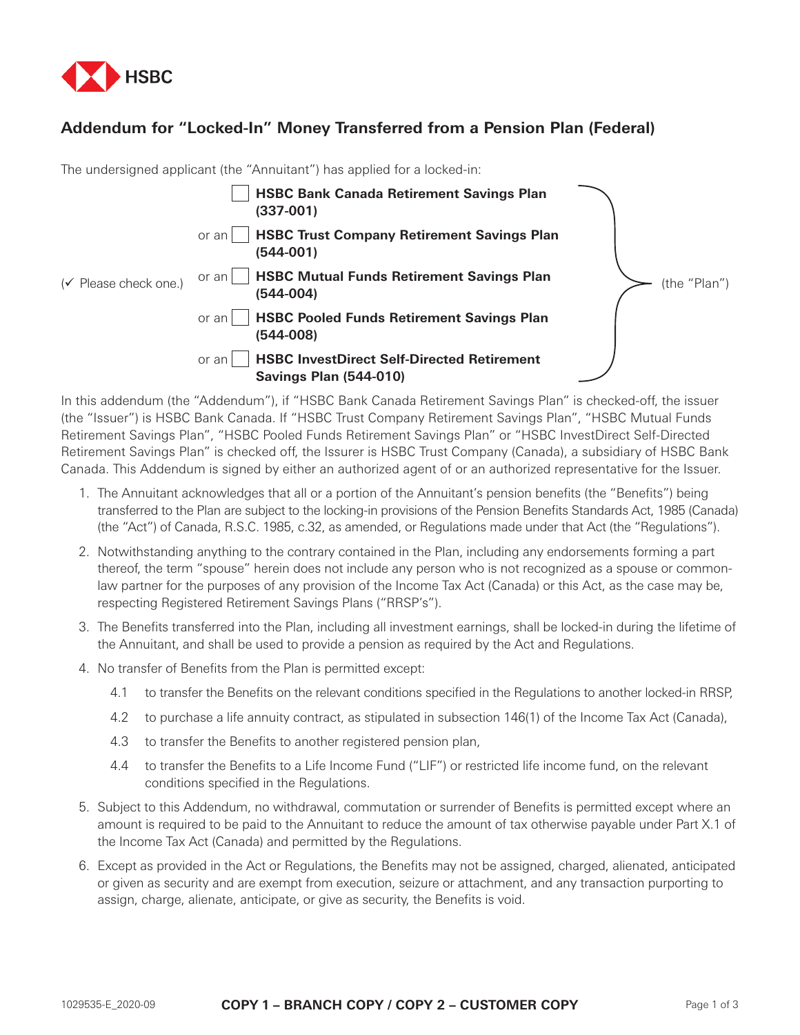HSBC

## Addendum for "Locked-In" Money Transferred from a Pension Plan (Federal)

The undersigned applicant (the "Annuitant") has applied for a locked-in:

(✓ Please check one.)

- ☐ **HSBC Bank Canada Retirement Savings Plan (337-001)**
- or an ☐ **HSBC Trust Company Retirement Savings Plan (544-001)**
- or an ☐ **HSBC Mutual Funds Retirement Savings Plan (544-004)**
- or an ☐ **HSBC Pooled Funds Retirement Savings Plan (544-008)**
- or an ☐ **HSBC InvestDirect Self-Directed Retirement Savings Plan (544-010)**

(the "Plan")

In this addendum (the "Addendum"), if "HSBC Bank Canada Retirement Savings Plan" is checked-off, the issuer (the "Issuer") is HSBC Bank Canada. If "HSBC Trust Company Retirement Savings Plan", "HSBC Mutual Funds Retirement Savings Plan", "HSBC Pooled Funds Retirement Savings Plan" or "HSBC InvestDirect Self-Directed Retirement Savings Plan" is checked off, the Issurer is HSBC Trust Company (Canada), a subsidiary of HSBC Bank Canada. This Addendum is signed by either an authorized agent of or an authorized representative for the Issuer.

1. The Annuitant acknowledges that all or a portion of the Annuitant's pension benefits (the "Benefits") being transferred to the Plan are subject to the locking-in provisions of the Pension Benefits Standards Act, 1985 (Canada) (the "Act") of Canada, R.S.C. 1985, c.32, as amended, or Regulations made under that Act (the "Regulations").

2. Notwithstanding anything to the contrary contained in the Plan, including any endorsements forming a part thereof, the term "spouse" herein does not include any person who is not recognized as a spouse or common-law partner for the purposes of any provision of the Income Tax Act (Canada) or this Act, as the case may be, respecting Registered Retirement Savings Plans ("RRSP's").

3. The Benefits transferred into the Plan, including all investment earnings, shall be locked-in during the lifetime of the Annuitant, and shall be used to provide a pension as required by the Act and Regulations.

4. No transfer of Benefits from the Plan is permitted except:

   4.1 to transfer the Benefits on the relevant conditions specified in the Regulations to another locked-in RRSP,

   4.2 to purchase a life annuity contract, as stipulated in subsection 146(1) of the Income Tax Act (Canada),

   4.3 to transfer the Benefits to another registered pension plan,

   4.4 to transfer the Benefits to a Life Income Fund ("LIF") or restricted life income fund, on the relevant conditions specified in the Regulations.

5. Subject to this Addendum, no withdrawal, commutation or surrender of Benefits is permitted except where an amount is required to be paid to the Annuitant to reduce the amount of tax otherwise payable under Part X.1 of the Income Tax Act (Canada) and permitted by the Regulations.

6. Except as provided in the Act or Regulations, the Benefits may not be assigned, charged, alienated, anticipated or given as security and are exempt from execution, seizure or attachment, and any transaction purporting to assign, charge, alienate, anticipate, or give as security, the Benefits is void.

1029535-E_2020-09 **COPY 1 – BRANCH COPY / COPY 2 – CUSTOMER COPY**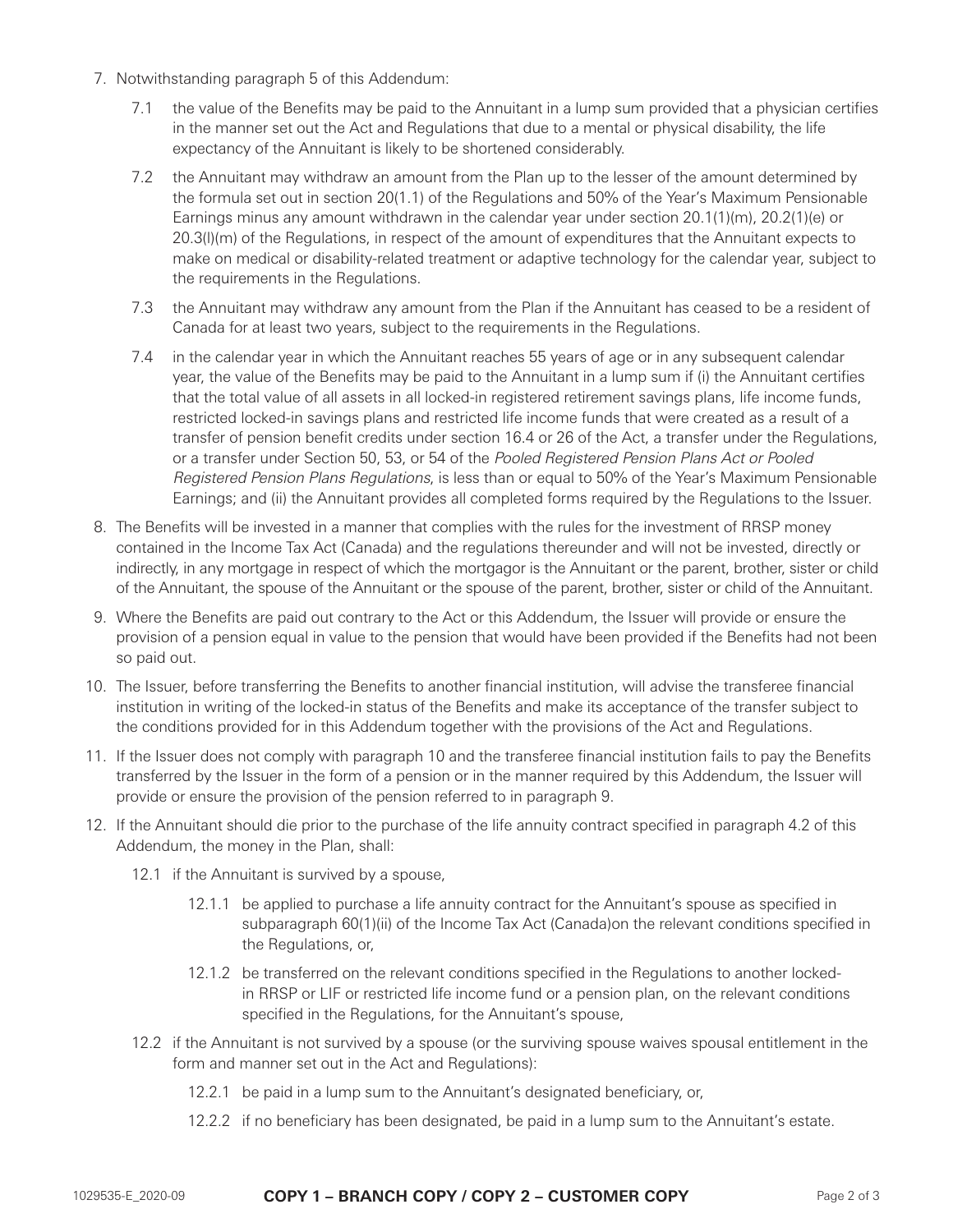7. Notwithstanding paragraph 5 of this Addendum:

   7.1 the value of the Benefits may be paid to the Annuitant in a lump sum provided that a physician certifies in the manner set out the Act and Regulations that due to a mental or physical disability, the life expectancy of the Annuitant is likely to be shortened considerably.

   7.2 the Annuitant may withdraw an amount from the Plan up to the lesser of the amount determined by the formula set out in section 20(1.1) of the Regulations and 50% of the Year's Maximum Pensionable Earnings minus any amount withdrawn in the calendar year under section 20.1(1)(m), 20.2(1)(e) or 20.3(l)(m) of the Regulations, in respect of the amount of expenditures that the Annuitant expects to make on medical or disability-related treatment or adaptive technology for the calendar year, subject to the requirements in the Regulations.

   7.3 the Annuitant may withdraw any amount from the Plan if the Annuitant has ceased to be a resident of Canada for at least two years, subject to the requirements in the Regulations.

   7.4 in the calendar year in which the Annuitant reaches 55 years of age or in any subsequent calendar year, the value of the Benefits may be paid to the Annuitant in a lump sum if (i) the Annuitant certifies that the total value of all assets in all locked-in registered retirement savings plans, life income funds, restricted locked-in savings plans and restricted life income funds that were created as a result of a transfer of pension benefit credits under section 16.4 or 26 of the Act, a transfer under the Regulations, or a transfer under Section 50, 53, or 54 of the *Pooled Registered Pension Plans Act or Pooled Registered Pension Plans Regulations*, is less than or equal to 50% of the Year's Maximum Pensionable Earnings; and (ii) the Annuitant provides all completed forms required by the Regulations to the Issuer.

8. The Benefits will be invested in a manner that complies with the rules for the investment of RRSP money contained in the Income Tax Act (Canada) and the regulations thereunder and will not be invested, directly or indirectly, in any mortgage in respect of which the mortgagor is the Annuitant or the parent, brother, sister or child of the Annuitant, the spouse of the Annuitant or the spouse of the parent, brother, sister or child of the Annuitant.

9. Where the Benefits are paid out contrary to the Act or this Addendum, the Issuer will provide or ensure the provision of a pension equal in value to the pension that would have been provided if the Benefits had not been so paid out.

10. The Issuer, before transferring the Benefits to another financial institution, will advise the transferee financial institution in writing of the locked-in status of the Benefits and make its acceptance of the transfer subject to the conditions provided for in this Addendum together with the provisions of the Act and Regulations.

11. If the Issuer does not comply with paragraph 10 and the transferee financial institution fails to pay the Benefits transferred by the Issuer in the form of a pension or in the manner required by this Addendum, the Issuer will provide or ensure the provision of the pension referred to in paragraph 9.

12. If the Annuitant should die prior to the purchase of the life annuity contract specified in paragraph 4.2 of this Addendum, the money in the Plan, shall:

    12.1 if the Annuitant is survived by a spouse,

       12.1.1 be applied to purchase a life annuity contract for the Annuitant's spouse as specified in subparagraph 60(1)(ii) of the Income Tax Act (Canada)on the relevant conditions specified in the Regulations, or,

       12.1.2 be transferred on the relevant conditions specified in the Regulations to another locked-in RRSP or LIF or restricted life income fund or a pension plan, on the relevant conditions specified in the Regulations, for the Annuitant's spouse,

    12.2 if the Annuitant is not survived by a spouse (or the surviving spouse waives spousal entitlement in the form and manner set out in the Act and Regulations):

       12.2.1 be paid in a lump sum to the Annuitant's designated beneficiary, or,

       12.2.2 if no beneficiary has been designated, be paid in a lump sum to the Annuitant's estate.

1029535-E_2020-09 **COPY 1 – BRANCH COPY / COPY 2 – CUSTOMER COPY**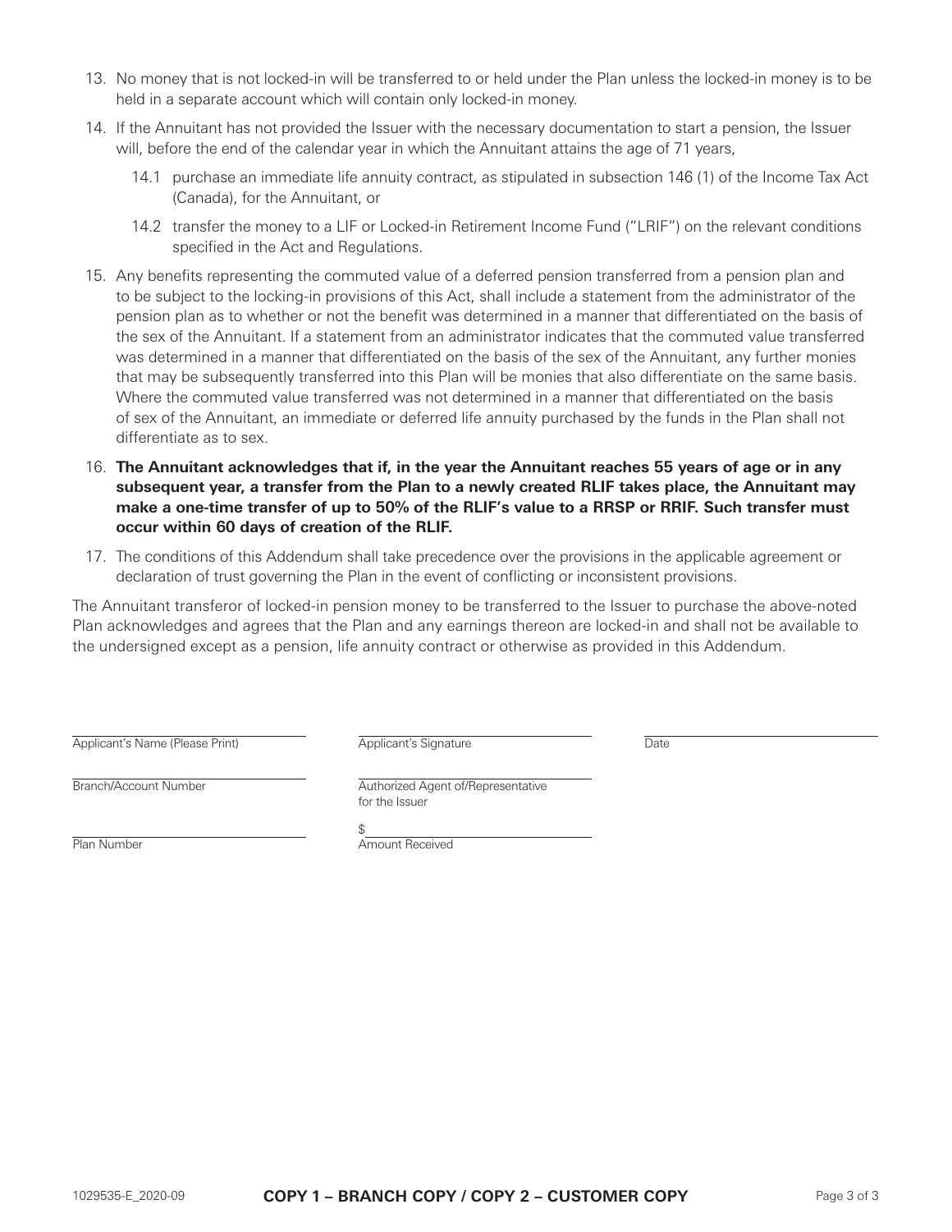13. No money that is not locked-in will be transferred to or held under the Plan unless the locked-in money is to be held in a separate account which will contain only locked-in money.

14. If the Annuitant has not provided the Issuer with the necessary documentation to start a pension, the Issuer will, before the end of the calendar year in which the Annuitant attains the age of 71 years,

    14.1 purchase an immediate life annuity contract, as stipulated in subsection 146 (1) of the Income Tax Act (Canada), for the Annuitant, or

    14.2 transfer the money to a LIF or Locked-in Retirement Income Fund ("LRIF") on the relevant conditions specified in the Act and Regulations.

15. Any benefits representing the commuted value of a deferred pension transferred from a pension plan and to be subject to the locking-in provisions of this Act, shall include a statement from the administrator of the pension plan as to whether or not the benefit was determined in a manner that differentiated on the basis of the sex of the Annuitant. If a statement from an administrator indicates that the commuted value transferred was determined in a manner that differentiated on the basis of the sex of the Annuitant, any further monies that may be subsequently transferred into this Plan will be monies that also differentiate on the same basis. Where the commuted value transferred was not determined in a manner that differentiated on the basis of sex of the Annuitant, an immediate or deferred life annuity purchased by the funds in the Plan shall not differentiate as to sex.

16. **The Annuitant acknowledges that if, in the year the Annuitant reaches 55 years of age or in any subsequent year, a transfer from the Plan to a newly created RLIF takes place, the Annuitant may make a one-time transfer of up to 50% of the RLIF's value to a RRSP or RRIF. Such transfer must occur within 60 days of creation of the RLIF.**

17. The conditions of this Addendum shall take precedence over the provisions in the applicable agreement or declaration of trust governing the Plan in the event of conflicting or inconsistent provisions.

The Annuitant transferor of locked-in pension money to be transferred to the Issuer to purchase the above-noted Plan acknowledges and agrees that the Plan and any earnings thereon are locked-in and shall not be available to the undersigned except as a pension, life annuity contract or otherwise as provided in this Addendum.

Applicant's Name (Please Print) ______________________

Applicant's Signature ______________________

Date ______________________

Branch/Account Number ______________________

Authorized Agent of/Representative for the Issuer ______________________

Plan Number ______________________

Amount Received $ ______________________

1029535-E_2020-09

**COPY 1 – BRANCH COPY / COPY 2 – CUSTOMER COPY**